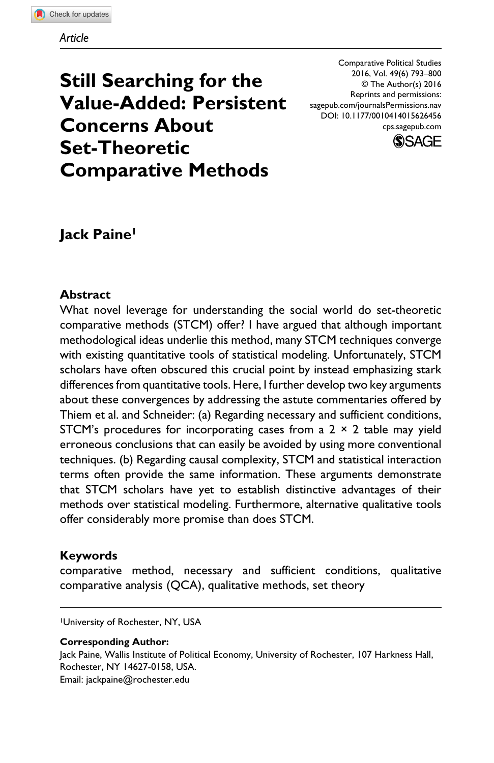*Article*

# Still Searching for the Value-Added: Persistent Concerns About Set-Theoretic Comparative Methods

Comparative Political Studies
2016, Vol. 49(6) 793–800
© The Author(s) 2016
Reprints and permissions:
sagepub.com/journalsPermissions.nav
DOI: 10.1177/0010414015626456
cps.sagepub.com

**Jack Paine**[1]

## Abstract

What novel leverage for understanding the social world do set-theoretic comparative methods (STCM) offer? I have argued that although important methodological ideas underlie this method, many STCM techniques converge with existing quantitative tools of statistical modeling. Unfortunately, STCM scholars have often obscured this crucial point by instead emphasizing stark differences from quantitative tools. Here, I further develop two key arguments about these convergences by addressing the astute commentaries offered by Thiem et al. and Schneider: (a) Regarding necessary and sufficient conditions, STCM's procedures for incorporating cases from a 2 × 2 table may yield erroneous conclusions that can easily be avoided by using more conventional techniques. (b) Regarding causal complexity, STCM and statistical interaction terms often provide the same information. These arguments demonstrate that STCM scholars have yet to establish distinctive advantages of their methods over statistical modeling. Furthermore, alternative qualitative tools offer considerably more promise than does STCM.

## Keywords

comparative method, necessary and sufficient conditions, qualitative comparative analysis (QCA), qualitative methods, set theory

---

[1]University of Rochester, NY, USA

**Corresponding Author:**
Jack Paine, Wallis Institute of Political Economy, University of Rochester, 107 Harkness Hall, Rochester, NY 14627-0158, USA.
Email: jackpaine@rochester.edu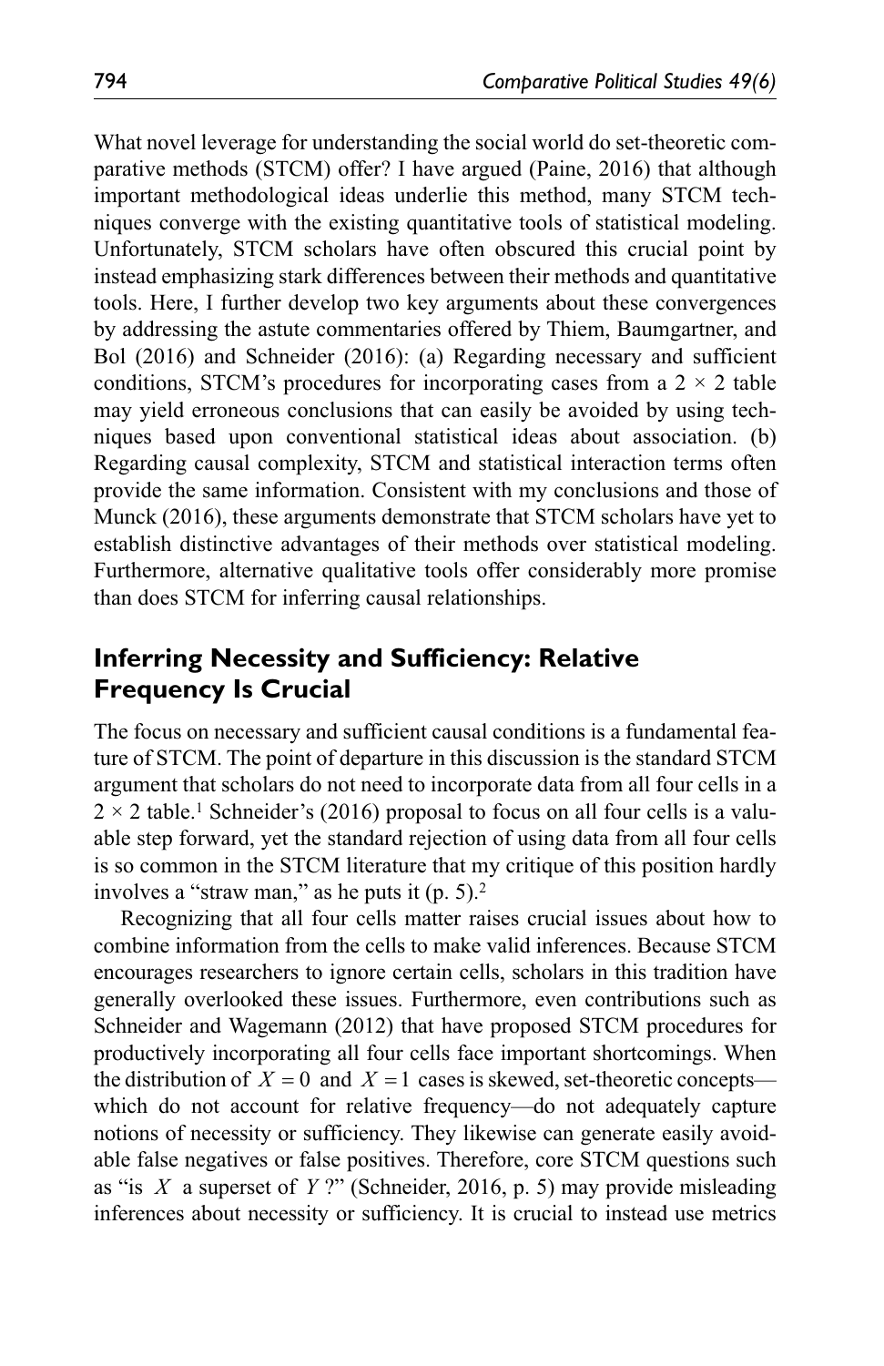What novel leverage for understanding the social world do set-theoretic comparative methods (STCM) offer? I have argued (Paine, 2016) that although important methodological ideas underlie this method, many STCM techniques converge with the existing quantitative tools of statistical modeling. Unfortunately, STCM scholars have often obscured this crucial point by instead emphasizing stark differences between their methods and quantitative tools. Here, I further develop two key arguments about these convergences by addressing the astute commentaries offered by Thiem, Baumgartner, and Bol (2016) and Schneider (2016): (a) Regarding necessary and sufficient conditions, STCM's procedures for incorporating cases from a $2 \times 2$ table may yield erroneous conclusions that can easily be avoided by using techniques based upon conventional statistical ideas about association. (b) Regarding causal complexity, STCM and statistical interaction terms often provide the same information. Consistent with my conclusions and those of Munck (2016), these arguments demonstrate that STCM scholars have yet to establish distinctive advantages of their methods over statistical modeling. Furthermore, alternative qualitative tools offer considerably more promise than does STCM for inferring causal relationships.

## Inferring Necessity and Sufficiency: Relative Frequency Is Crucial

The focus on necessary and sufficient causal conditions is a fundamental feature of STCM. The point of departure in this discussion is the standard STCM argument that scholars do not need to incorporate data from all four cells in a $2 \times 2$ table.[1] Schneider's (2016) proposal to focus on all four cells is a valuable step forward, yet the standard rejection of using data from all four cells is so common in the STCM literature that my critique of this position hardly involves a "straw man," as he puts it (p. 5).[2]

Recognizing that all four cells matter raises crucial issues about how to combine information from the cells to make valid inferences. Because STCM encourages researchers to ignore certain cells, scholars in this tradition have generally overlooked these issues. Furthermore, even contributions such as Schneider and Wagemann (2012) that have proposed STCM procedures for productively incorporating all four cells face important shortcomings. When the distribution of $X = 0$ and $X = 1$ cases is skewed, set-theoretic concepts—which do not account for relative frequency—do not adequately capture notions of necessity or sufficiency. They likewise can generate easily avoidable false negatives or false positives. Therefore, core STCM questions such as "is $X$ a superset of $Y$?" (Schneider, 2016, p. 5) may provide misleading inferences about necessity or sufficiency. It is crucial to instead use metrics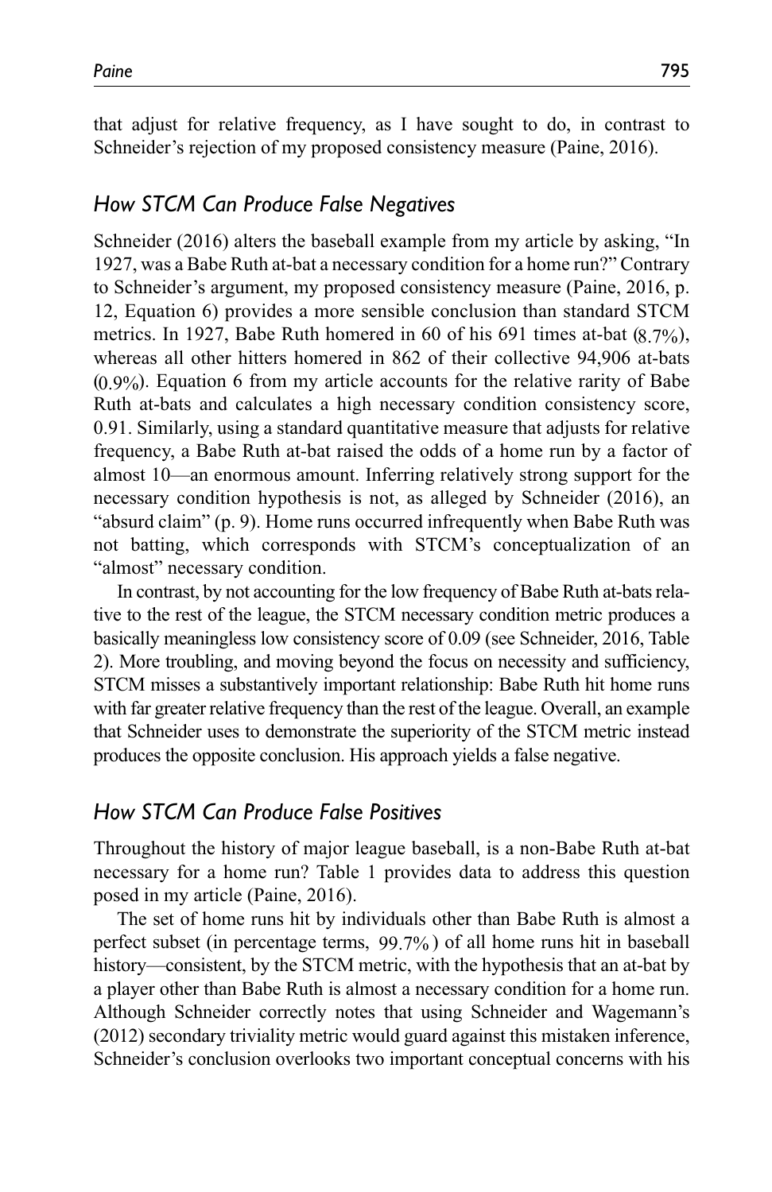that adjust for relative frequency, as I have sought to do, in contrast to Schneider's rejection of my proposed consistency measure (Paine, 2016).

## *How STCM Can Produce False Negatives*

Schneider (2016) alters the baseball example from my article by asking, "In 1927, was a Babe Ruth at-bat a necessary condition for a home run?" Contrary to Schneider's argument, my proposed consistency measure (Paine, 2016, p. 12, Equation 6) provides a more sensible conclusion than standard STCM metrics. In 1927, Babe Ruth homered in 60 of his 691 times at-bat (8.7%), whereas all other hitters homered in 862 of their collective 94,906 at-bats (0.9%). Equation 6 from my article accounts for the relative rarity of Babe Ruth at-bats and calculates a high necessary condition consistency score, 0.91. Similarly, using a standard quantitative measure that adjusts for relative frequency, a Babe Ruth at-bat raised the odds of a home run by a factor of almost 10—an enormous amount. Inferring relatively strong support for the necessary condition hypothesis is not, as alleged by Schneider (2016), an "absurd claim" (p. 9). Home runs occurred infrequently when Babe Ruth was not batting, which corresponds with STCM's conceptualization of an "almost" necessary condition.

In contrast, by not accounting for the low frequency of Babe Ruth at-bats relative to the rest of the league, the STCM necessary condition metric produces a basically meaningless low consistency score of 0.09 (see Schneider, 2016, Table 2). More troubling, and moving beyond the focus on necessity and sufficiency, STCM misses a substantively important relationship: Babe Ruth hit home runs with far greater relative frequency than the rest of the league. Overall, an example that Schneider uses to demonstrate the superiority of the STCM metric instead produces the opposite conclusion. His approach yields a false negative.

## *How STCM Can Produce False Positives*

Throughout the history of major league baseball, is a non-Babe Ruth at-bat necessary for a home run? Table 1 provides data to address this question posed in my article (Paine, 2016).

The set of home runs hit by individuals other than Babe Ruth is almost a perfect subset (in percentage terms, 99.7%) of all home runs hit in baseball history—consistent, by the STCM metric, with the hypothesis that an at-bat by a player other than Babe Ruth is almost a necessary condition for a home run. Although Schneider correctly notes that using Schneider and Wagemann's (2012) secondary triviality metric would guard against this mistaken inference, Schneider's conclusion overlooks two important conceptual concerns with his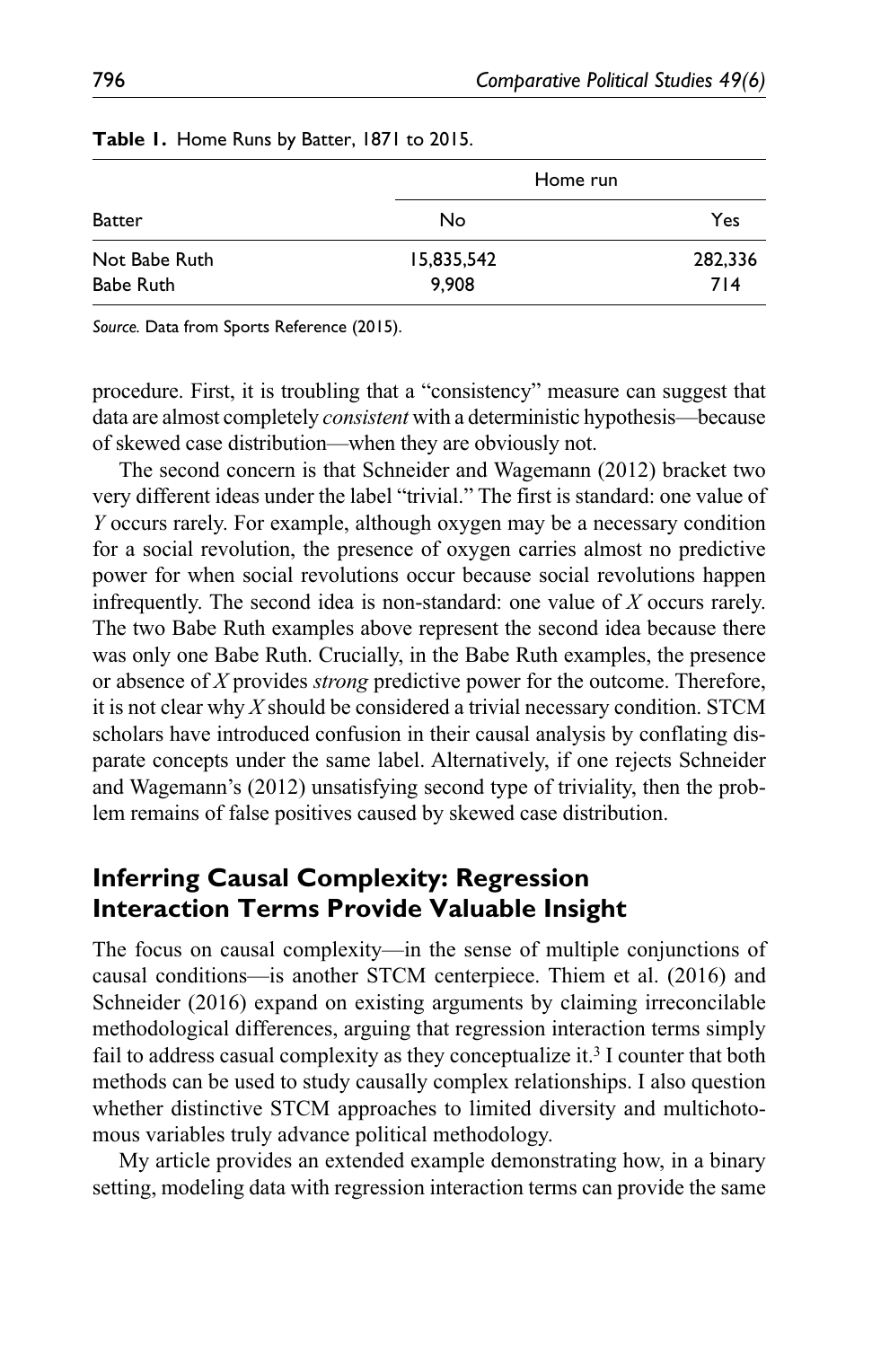**Table 1.** Home Runs by Batter, 1871 to 2015.

| | Home run | |
|---|---|---|
| Batter | No | Yes |
| Not Babe Ruth | 15,835,542 | 282,336 |
| Babe Ruth | 9,908 | 714 |

*Source.* Data from Sports Reference (2015).

procedure. First, it is troubling that a "consistency" measure can suggest that data are almost completely *consistent* with a deterministic hypothesis—because of skewed case distribution—when they are obviously not.

The second concern is that Schneider and Wagemann (2012) bracket two very different ideas under the label "trivial." The first is standard: one value of *Y* occurs rarely. For example, although oxygen may be a necessary condition for a social revolution, the presence of oxygen carries almost no predictive power for when social revolutions occur because social revolutions happen infrequently. The second idea is non-standard: one value of *X* occurs rarely. The two Babe Ruth examples above represent the second idea because there was only one Babe Ruth. Crucially, in the Babe Ruth examples, the presence or absence of *X* provides *strong* predictive power for the outcome. Therefore, it is not clear why *X* should be considered a trivial necessary condition. STCM scholars have introduced confusion in their causal analysis by conflating disparate concepts under the same label. Alternatively, if one rejects Schneider and Wagemann's (2012) unsatisfying second type of triviality, then the problem remains of false positives caused by skewed case distribution.

## Inferring Causal Complexity: Regression Interaction Terms Provide Valuable Insight

The focus on causal complexity—in the sense of multiple conjunctions of causal conditions—is another STCM centerpiece. Thiem et al. (2016) and Schneider (2016) expand on existing arguments by claiming irreconcilable methodological differences, arguing that regression interaction terms simply fail to address casual complexity as they conceptualize it.[3] I counter that both methods can be used to study causally complex relationships. I also question whether distinctive STCM approaches to limited diversity and multichotomous variables truly advance political methodology.

My article provides an extended example demonstrating how, in a binary setting, modeling data with regression interaction terms can provide the same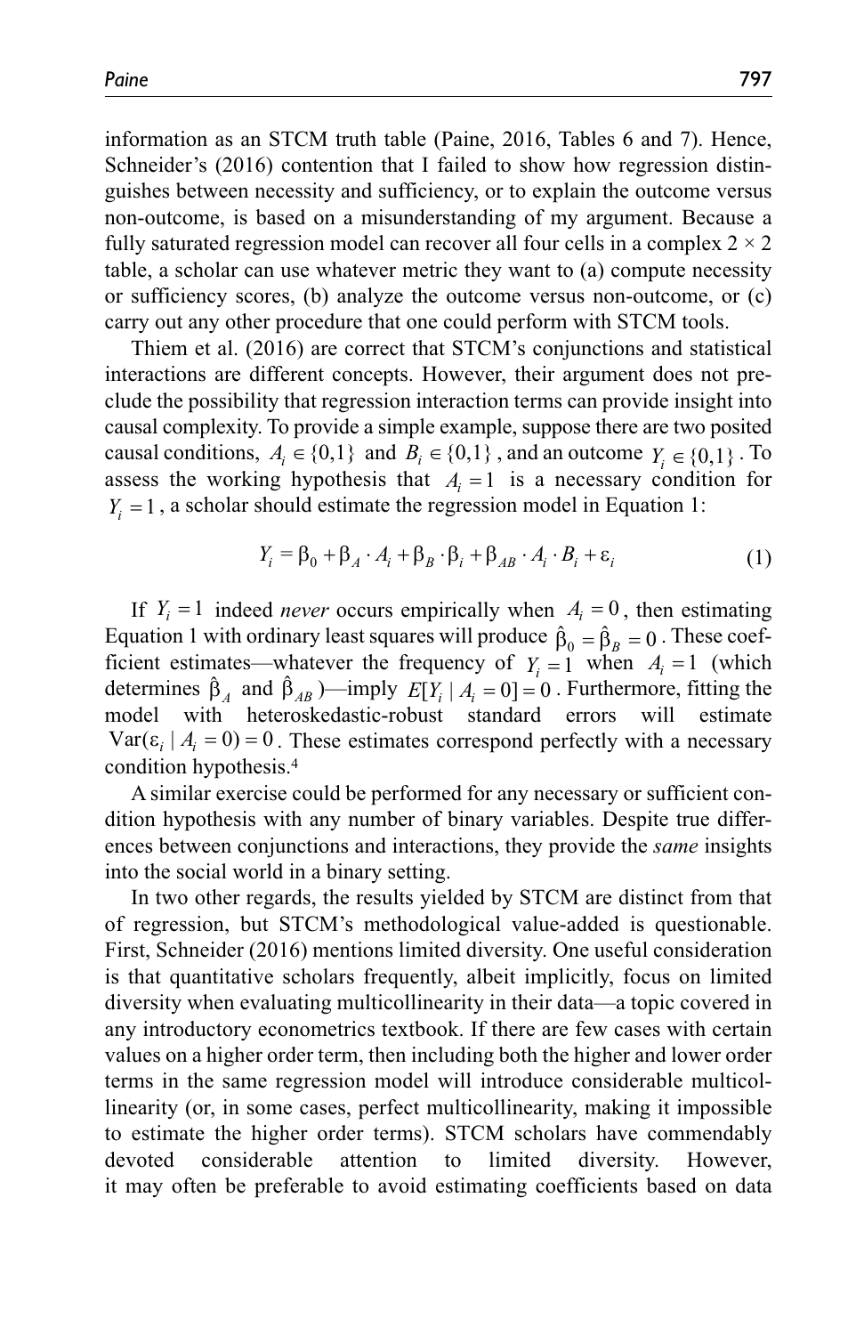information as an STCM truth table (Paine, 2016, Tables 6 and 7). Hence, Schneider's (2016) contention that I failed to show how regression distinguishes between necessity and sufficiency, or to explain the outcome versus non-outcome, is based on a misunderstanding of my argument. Because a fully saturated regression model can recover all four cells in a complex 2 × 2 table, a scholar can use whatever metric they want to (a) compute necessity or sufficiency scores, (b) analyze the outcome versus non-outcome, or (c) carry out any other procedure that one could perform with STCM tools.

Thiem et al. (2016) are correct that STCM's conjunctions and statistical interactions are different concepts. However, their argument does not preclude the possibility that regression interaction terms can provide insight into causal complexity. To provide a simple example, suppose there are two posited causal conditions, $A_i \in \{0,1\}$ and $B_i \in \{0,1\}$, and an outcome $Y_i \in \{0,1\}$. To assess the working hypothesis that $A_i = 1$ is a necessary condition for $Y_i = 1$, a scholar should estimate the regression model in Equation 1:

$$Y_i = \beta_0 + \beta_A \cdot A_i + \beta_B \cdot \beta_i + \beta_{AB} \cdot A_i \cdot B_i + \varepsilon_i \tag{1}$$

If $Y_i = 1$ indeed *never* occurs empirically when $A_i = 0$, then estimating Equation 1 with ordinary least squares will produce $\hat{\beta}_0 = \hat{\beta}_B = 0$. These coefficient estimates—whatever the frequency of $Y_i = 1$ when $A_i = 1$ (which determines $\hat{\beta}_A$ and $\hat{\beta}_{AB}$)—imply $E[Y_i \mid A_i = 0] = 0$. Furthermore, fitting the model with heteroskedastic-robust standard errors will estimate $\text{Var}(\varepsilon_i \mid A_i = 0) = 0$. These estimates correspond perfectly with a necessary condition hypothesis.[4]

A similar exercise could be performed for any necessary or sufficient condition hypothesis with any number of binary variables. Despite true differences between conjunctions and interactions, they provide the *same* insights into the social world in a binary setting.

In two other regards, the results yielded by STCM are distinct from that of regression, but STCM's methodological value-added is questionable. First, Schneider (2016) mentions limited diversity. One useful consideration is that quantitative scholars frequently, albeit implicitly, focus on limited diversity when evaluating multicollinearity in their data—a topic covered in any introductory econometrics textbook. If there are few cases with certain values on a higher order term, then including both the higher and lower order terms in the same regression model will introduce considerable multicollinearity (or, in some cases, perfect multicollinearity, making it impossible to estimate the higher order terms). STCM scholars have commendably devoted considerable attention to limited diversity. However, it may often be preferable to avoid estimating coefficients based on data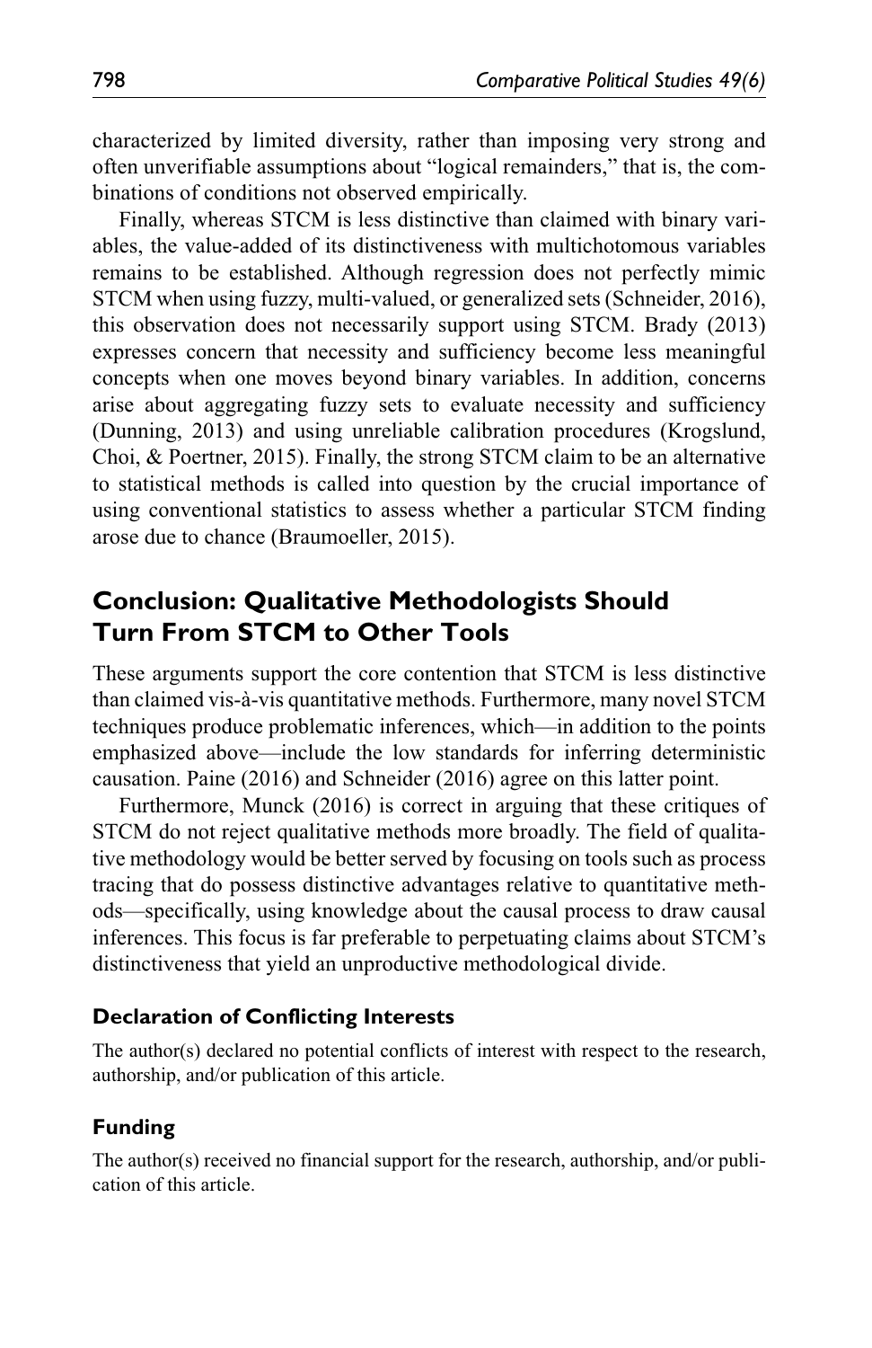characterized by limited diversity, rather than imposing very strong and often unverifiable assumptions about “logical remainders,” that is, the combinations of conditions not observed empirically.

Finally, whereas STCM is less distinctive than claimed with binary variables, the value-added of its distinctiveness with multichotomous variables remains to be established. Although regression does not perfectly mimic STCM when using fuzzy, multi-valued, or generalized sets (Schneider, 2016), this observation does not necessarily support using STCM. Brady (2013) expresses concern that necessity and sufficiency become less meaningful concepts when one moves beyond binary variables. In addition, concerns arise about aggregating fuzzy sets to evaluate necessity and sufficiency (Dunning, 2013) and using unreliable calibration procedures (Krogslund, Choi, & Poertner, 2015). Finally, the strong STCM claim to be an alternative to statistical methods is called into question by the crucial importance of using conventional statistics to assess whether a particular STCM finding arose due to chance (Braumoeller, 2015).

## Conclusion: Qualitative Methodologists Should Turn From STCM to Other Tools

These arguments support the core contention that STCM is less distinctive than claimed vis-à-vis quantitative methods. Furthermore, many novel STCM techniques produce problematic inferences, which—in addition to the points emphasized above—include the low standards for inferring deterministic causation. Paine (2016) and Schneider (2016) agree on this latter point.

Furthermore, Munck (2016) is correct in arguing that these critiques of STCM do not reject qualitative methods more broadly. The field of qualitative methodology would be better served by focusing on tools such as process tracing that do possess distinctive advantages relative to quantitative methods—specifically, using knowledge about the causal process to draw causal inferences. This focus is far preferable to perpetuating claims about STCM’s distinctiveness that yield an unproductive methodological divide.

### Declaration of Conflicting Interests

The author(s) declared no potential conflicts of interest with respect to the research, authorship, and/or publication of this article.

### Funding

The author(s) received no financial support for the research, authorship, and/or publication of this article.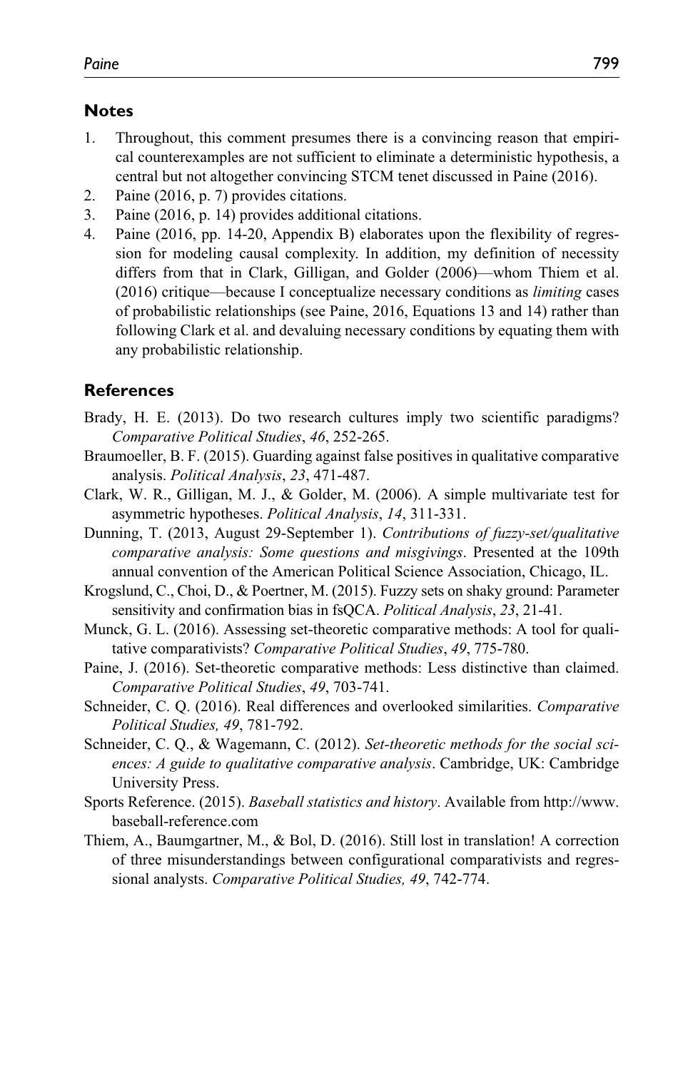## Notes

1. Throughout, this comment presumes there is a convincing reason that empirical counterexamples are not sufficient to eliminate a deterministic hypothesis, a central but not altogether convincing STCM tenet discussed in Paine (2016).
2. Paine (2016, p. 7) provides citations.
3. Paine (2016, p. 14) provides additional citations.
4. Paine (2016, pp. 14-20, Appendix B) elaborates upon the flexibility of regression for modeling causal complexity. In addition, my definition of necessity differs from that in Clark, Gilligan, and Golder (2006)—whom Thiem et al. (2016) critique—because I conceptualize necessary conditions as *limiting* cases of probabilistic relationships (see Paine, 2016, Equations 13 and 14) rather than following Clark et al. and devaluing necessary conditions by equating them with any probabilistic relationship.

## References

Brady, H. E. (2013). Do two research cultures imply two scientific paradigms? *Comparative Political Studies*, *46*, 252-265.

Braumoeller, B. F. (2015). Guarding against false positives in qualitative comparative analysis. *Political Analysis*, *23*, 471-487.

Clark, W. R., Gilligan, M. J., & Golder, M. (2006). A simple multivariate test for asymmetric hypotheses. *Political Analysis*, *14*, 311-331.

Dunning, T. (2013, August 29-September 1). *Contributions of fuzzy-set/qualitative comparative analysis: Some questions and misgivings*. Presented at the 109th annual convention of the American Political Science Association, Chicago, IL.

Krogslund, C., Choi, D., & Poertner, M. (2015). Fuzzy sets on shaky ground: Parameter sensitivity and confirmation bias in fsQCA. *Political Analysis*, *23*, 21-41.

Munck, G. L. (2016). Assessing set-theoretic comparative methods: A tool for qualitative comparativists? *Comparative Political Studies*, *49*, 775-780.

Paine, J. (2016). Set-theoretic comparative methods: Less distinctive than claimed. *Comparative Political Studies*, *49*, 703-741.

Schneider, C. Q. (2016). Real differences and overlooked similarities. *Comparative Political Studies, 49*, 781-792.

Schneider, C. Q., & Wagemann, C. (2012). *Set-theoretic methods for the social sciences: A guide to qualitative comparative analysis*. Cambridge, UK: Cambridge University Press.

Sports Reference. (2015). *Baseball statistics and history*. Available from http://www.baseball-reference.com

Thiem, A., Baumgartner, M., & Bol, D. (2016). Still lost in translation! A correction of three misunderstandings between configurational comparativists and regressional analysts. *Comparative Political Studies, 49*, 742-774.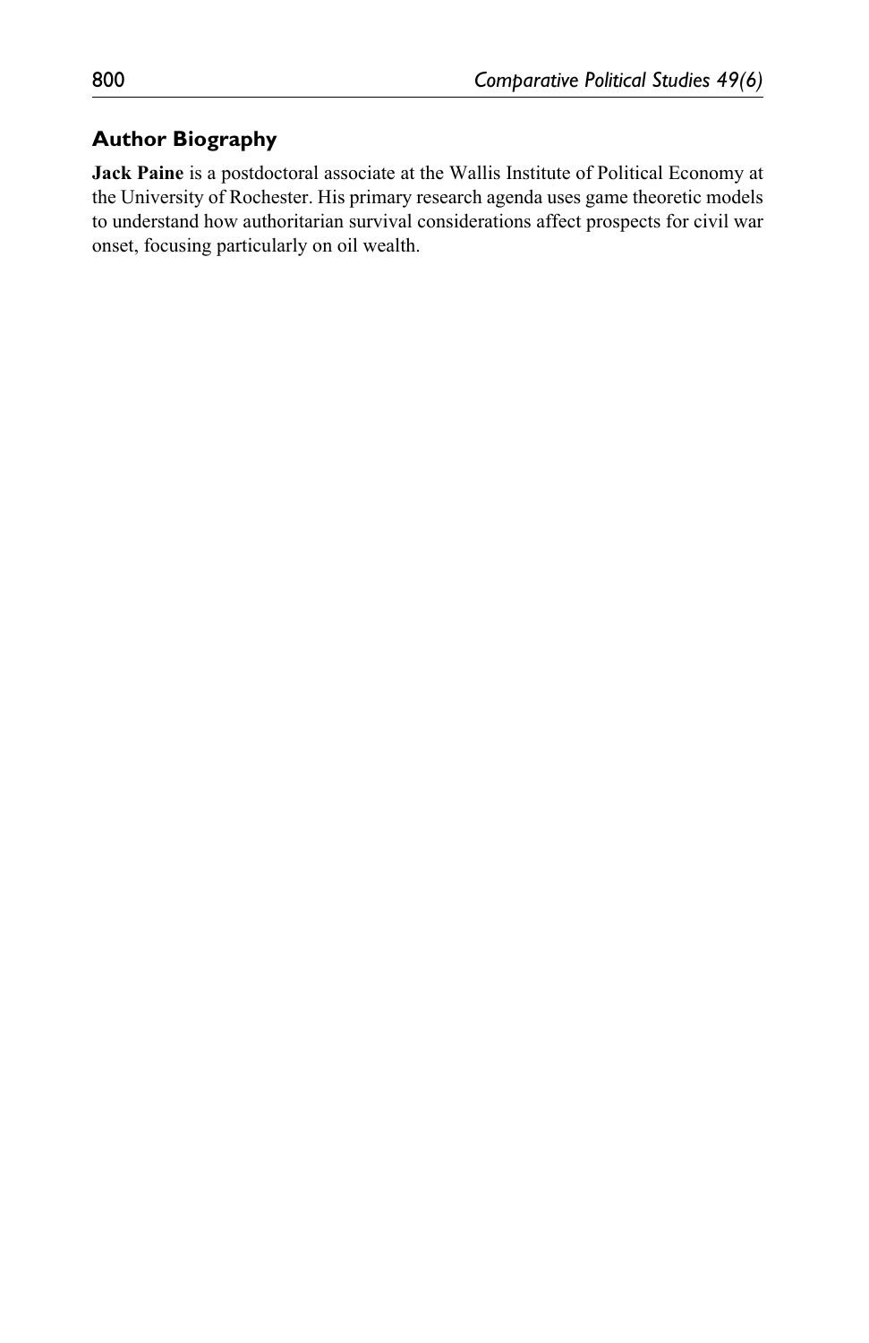## Author Biography

**Jack Paine** is a postdoctoral associate at the Wallis Institute of Political Economy at the University of Rochester. His primary research agenda uses game theoretic models to understand how authoritarian survival considerations affect prospects for civil war onset, focusing particularly on oil wealth.